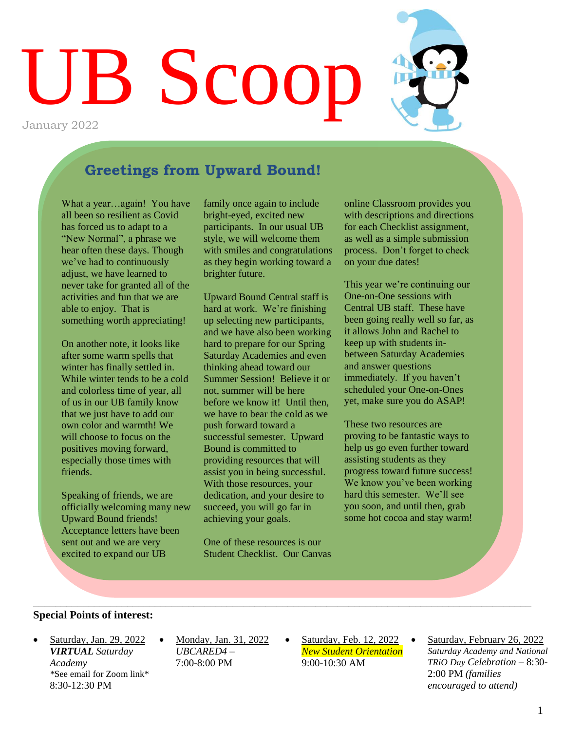# UB Scoop

January 2022

## Greetings from Upward Bound!

What a year…again! You have all been so resilient as Covid has forced us to adapt to a "New Normal", a phrase we hear often these days. Though we've had to continuously adjust, we have learned to never take for granted all of the activities and fun that we are able to enjoy. That is something worth appreciating!

On another note, it looks like after some warm spells that winter has finally settled in. While winter tends to be a cold and colorless time of year, all of us in our UB family know that we just have to add our own color and warmth! We will choose to focus on the positives moving forward, especially those times with friends.

Speaking of friends, we are officially welcoming many new Upward Bound friends! Acceptance letters have been sent out and we are very excited to expand our UB family once again to include bright-eyed, excited new participants. In our usual UB style, we will welcome them with smiles and congratulations as they begin working toward a brighter future.

Upward Bound Central staff is hard at work. We're finishing up selecting new participants, and we have also been working hard to prepare for our Spring Saturday Academies and even thinking ahead toward our Summer Session! Believe it or not, summer will be here before we know it! Until then, we have to bear the cold as we push forward toward a successful semester. Upward Bound is committed to providing resources that will assist you in being successful. With those resources, your dedication, and your desire to succeed, you will go far in achieving your goals.

One of these resources is our Student Checklist. Our Canvas online Classroom provides you with descriptions and directions for each Checklist assignment, as well as a simple submission process. Don't forget to check on your due dates!

This year we're continuing our One-on-One sessions with Central UB staff. These have been going really well so far, as it allows John and Rachel to keep up with students in-between Saturday Academies and answer questions immediately. If you haven't scheduled your One-on-Ones yet, make sure you do ASAP!

These two resources are proving to be fantastic ways to help us go even further toward assisting students as they progress toward future success! We know you've been working hard this semester. We'll see you soon, and until then, grab some hot cocoa and stay warm!

---

**Special Points of interest:**

- Saturday, Jan. 29, 2022
  ***VIRTUAL** Saturday Academy*
  \*See email for Zoom link\*
  8:30-12:30 PM
- Monday, Jan. 31, 2022
  *UBCARED4* –
  7:00-8:00 PM
- Saturday, Feb. 12, 2022
  *New Student Orientation*
  9:00-10:30 AM
- Saturday, February 26, 2022
  *Saturday Academy and National TRiO Day Celebration* – 8:30-2:00 PM *(families encouraged to attend)*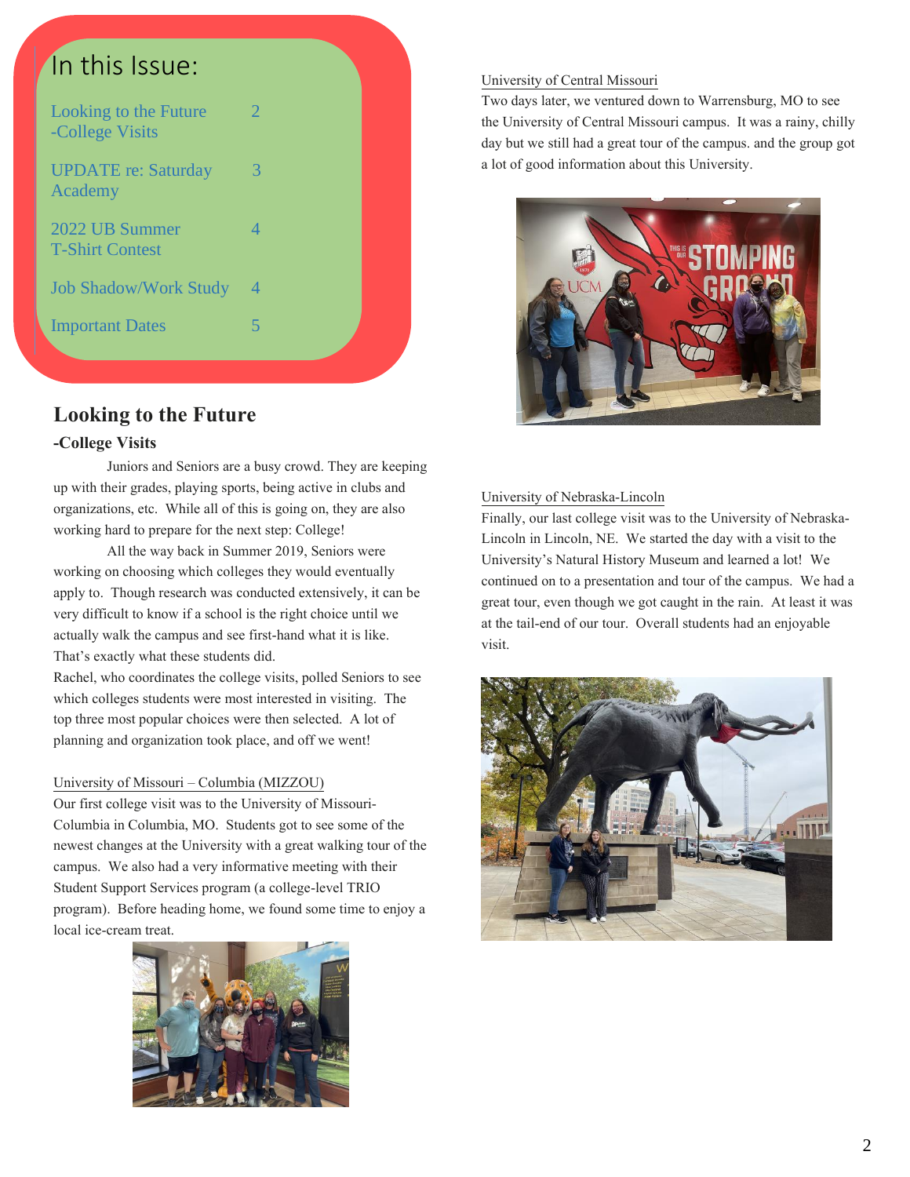## In this Issue:

| | |
|---|---|
| Looking to the Future -College Visits | 2 |
| UPDATE re: Saturday Academy | 3 |
| 2022 UB Summer T-Shirt Contest | 4 |
| Job Shadow/Work Study | 4 |
| Important Dates | 5 |

# Looking to the Future

### -College Visits

Juniors and Seniors are a busy crowd. They are keeping up with their grades, playing sports, being active in clubs and organizations, etc. While all of this is going on, they are also working hard to prepare for the next step: College!

All the way back in Summer 2019, Seniors were working on choosing which colleges they would eventually apply to. Though research was conducted extensively, it can be very difficult to know if a school is the right choice until we actually walk the campus and see first-hand what it is like. That's exactly what these students did.

Rachel, who coordinates the college visits, polled Seniors to see which colleges students were most interested in visiting. The top three most popular choices were then selected. A lot of planning and organization took place, and off we went!

University of Missouri – Columbia (MIZZOU)

Our first college visit was to the University of Missouri-Columbia in Columbia, MO. Students got to see some of the newest changes at the University with a great walking tour of the campus. We also had a very informative meeting with their Student Support Services program (a college-level TRIO program). Before heading home, we found some time to enjoy a local ice-cream treat.

University of Central Missouri

Two days later, we ventured down to Warrensburg, MO to see the University of Central Missouri campus. It was a rainy, chilly day but we still had a great tour of the campus. and the group got a lot of good information about this University.

University of Nebraska-Lincoln

Finally, our last college visit was to the University of Nebraska-Lincoln in Lincoln, NE. We started the day with a visit to the University's Natural History Museum and learned a lot! We continued on to a presentation and tour of the campus. We had a great tour, even though we got caught in the rain. At least it was at the tail-end of our tour. Overall students had an enjoyable visit.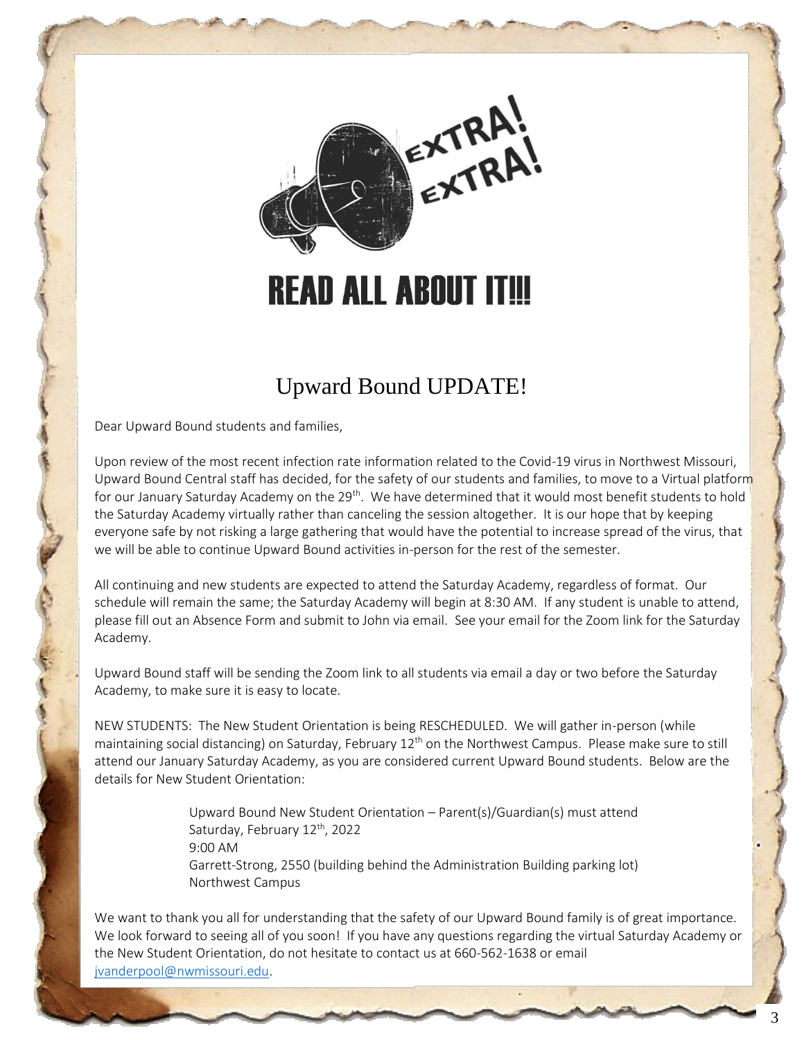EXTRA! EXTRA!

# READ ALL ABOUT IT!!!

## Upward Bound UPDATE!

Dear Upward Bound students and families,

Upon review of the most recent infection rate information related to the Covid-19 virus in Northwest Missouri, Upward Bound Central staff has decided, for the safety of our students and families, to move to a Virtual platform for our January Saturday Academy on the 29th. We have determined that it would most benefit students to hold the Saturday Academy virtually rather than canceling the session altogether. It is our hope that by keeping everyone safe by not risking a large gathering that would have the potential to increase spread of the virus, that we will be able to continue Upward Bound activities in-person for the rest of the semester.

All continuing and new students are expected to attend the Saturday Academy, regardless of format. Our schedule will remain the same; the Saturday Academy will begin at 8:30 AM. If any student is unable to attend, please fill out an Absence Form and submit to John via email. See your email for the Zoom link for the Saturday Academy.

Upward Bound staff will be sending the Zoom link to all students via email a day or two before the Saturday Academy, to make sure it is easy to locate.

NEW STUDENTS: The New Student Orientation is being RESCHEDULED. We will gather in-person (while maintaining social distancing) on Saturday, February 12th on the Northwest Campus. Please make sure to still attend our January Saturday Academy, as you are considered current Upward Bound students. Below are the details for New Student Orientation:

> Upward Bound New Student Orientation – Parent(s)/Guardian(s) must attend
> Saturday, February 12th, 2022
> 9:00 AM
> Garrett-Strong, 2550 (building behind the Administration Building parking lot)
> Northwest Campus

We want to thank you all for understanding that the safety of our Upward Bound family is of great importance. We look forward to seeing all of you soon! If you have any questions regarding the virtual Saturday Academy or the New Student Orientation, do not hesitate to contact us at 660-562-1638 or email jvanderpool@nwmissouri.edu.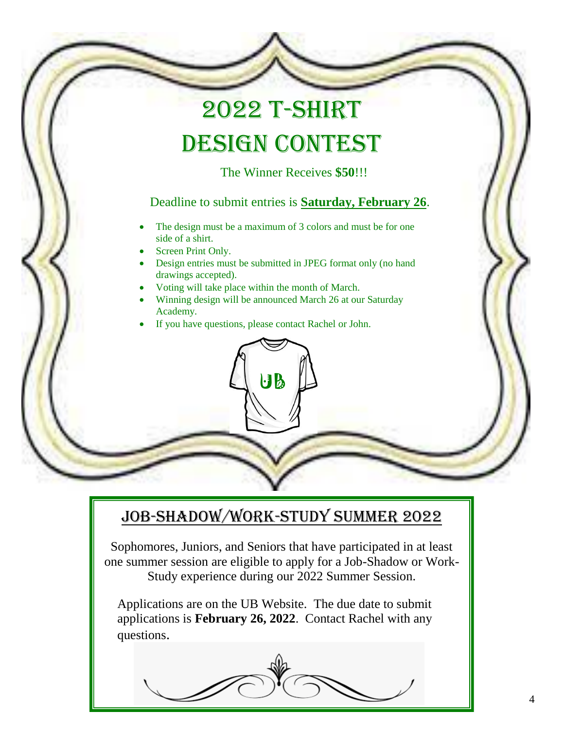# 2022 T-Shirt Design Contest

The Winner Receives **$50**!!!

Deadline to submit entries is **Saturday, February 26**.

- The design must be a maximum of 3 colors and must be for one side of a shirt.
- Screen Print Only.
- Design entries must be submitted in JPEG format only (no hand drawings accepted).
- Voting will take place within the month of March.
- Winning design will be announced March 26 at our Saturday Academy.
- If you have questions, please contact Rachel or John.

## Job-Shadow/Work-Study Summer 2022

Sophomores, Juniors, and Seniors that have participated in at least one summer session are eligible to apply for a Job-Shadow or Work-Study experience during our 2022 Summer Session.

Applications are on the UB Website. The due date to submit applications is **February 26, 2022**. Contact Rachel with any questions.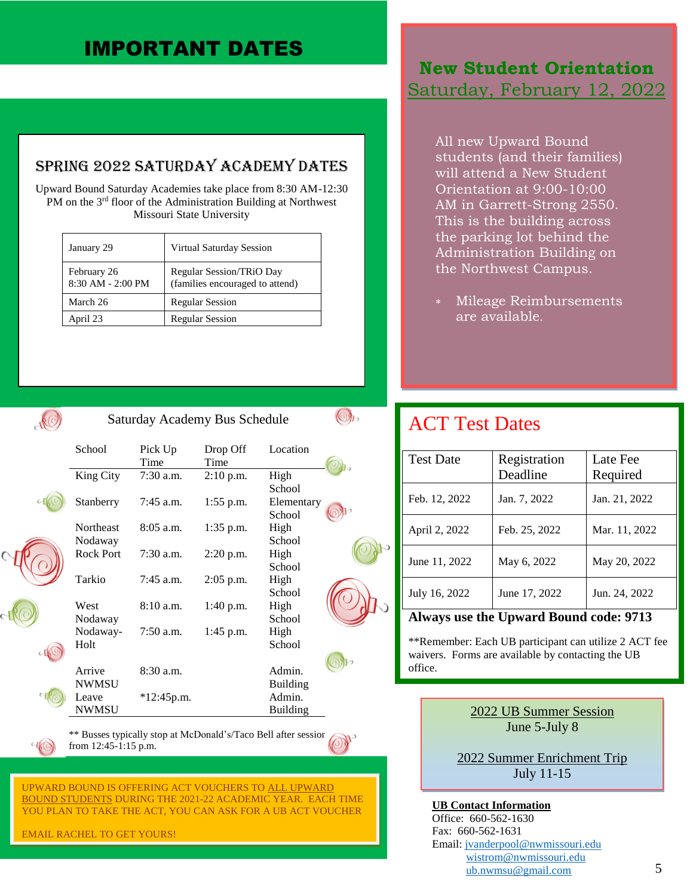# IMPORTANT DATES

## SPRING 2022 SATURDAY ACADEMY DATES

Upward Bound Saturday Academies take place from 8:30 AM-12:30 PM on the 3rd floor of the Administration Building at Northwest Missouri State University

| | |
|---|---|
| January 29 | Virtual Saturday Session |
| February 26<br>8:30 AM - 2:00 PM | Regular Session/TRiO Day<br>(families encouraged to attend) |
| March 26 | Regular Session |
| April 23 | Regular Session |

### Saturday Academy Bus Schedule

| School | Pick Up Time | Drop Off Time | Location |
|---|---|---|---|
| King City | 7:30 a.m. | 2:10 p.m. | High School |
| Stanberry | 7:45 a.m. | 1:55 p.m. | Elementary School |
| Northeast Nodaway | 8:05 a.m. | 1:35 p.m. | High School |
| Rock Port | 7:30 a.m. | 2:20 p.m. | High School |
| Tarkio | 7:45 a.m. | 2:05 p.m. | High School |
| West Nodaway | 8:10 a.m. | 1:40 p.m. | High School |
| Nodaway-Holt | 7:50 a.m. | 1:45 p.m. | High School |
| Arrive NWMSU | 8:30 a.m. | | Admin. Building |
| Leave NWMSU | *12:45p.m. | | Admin. Building |

** Busses typically stop at McDonald's/Taco Bell after session from 12:45-1:15 p.m.

UPWARD BOUND IS OFFERING ACT VOUCHERS TO ALL UPWARD BOUND STUDENTS DURING THE 2021-22 ACADEMIC YEAR. EACH TIME YOU PLAN TO TAKE THE ACT, YOU CAN ASK FOR A UB ACT VOUCHER

EMAIL RACHEL TO GET YOURS!

## New Student Orientation

### Saturday, February 12, 2022

All new Upward Bound students (and their families) will attend a New Student Orientation at 9:00-10:00 AM in Garrett-Strong 2550. This is the building across the parking lot behind the Administration Building on the Northwest Campus.

- Mileage Reimbursements are available.

## ACT Test Dates

| Test Date | Registration Deadline | Late Fee Required |
|---|---|---|
| Feb. 12, 2022 | Jan. 7, 2022 | Jan. 21, 2022 |
| April 2, 2022 | Feb. 25, 2022 | Mar. 11, 2022 |
| June 11, 2022 | May 6, 2022 | May 20, 2022 |
| July 16, 2022 | June 17, 2022 | Jun. 24, 2022 |

**Always use the Upward Bound code: 9713**

**Remember: Each UB participant can utilize 2 ACT fee waivers. Forms are available by contacting the UB office.

2022 UB Summer Session
June 5-July 8

2022 Summer Enrichment Trip
July 11-15

**UB Contact Information**
Office: 660-562-1630
Fax: 660-562-1631
Email: jvanderpool@nwmissouri.edu
wistrom@nwmissouri.edu
ub.nwmsu@gmail.com